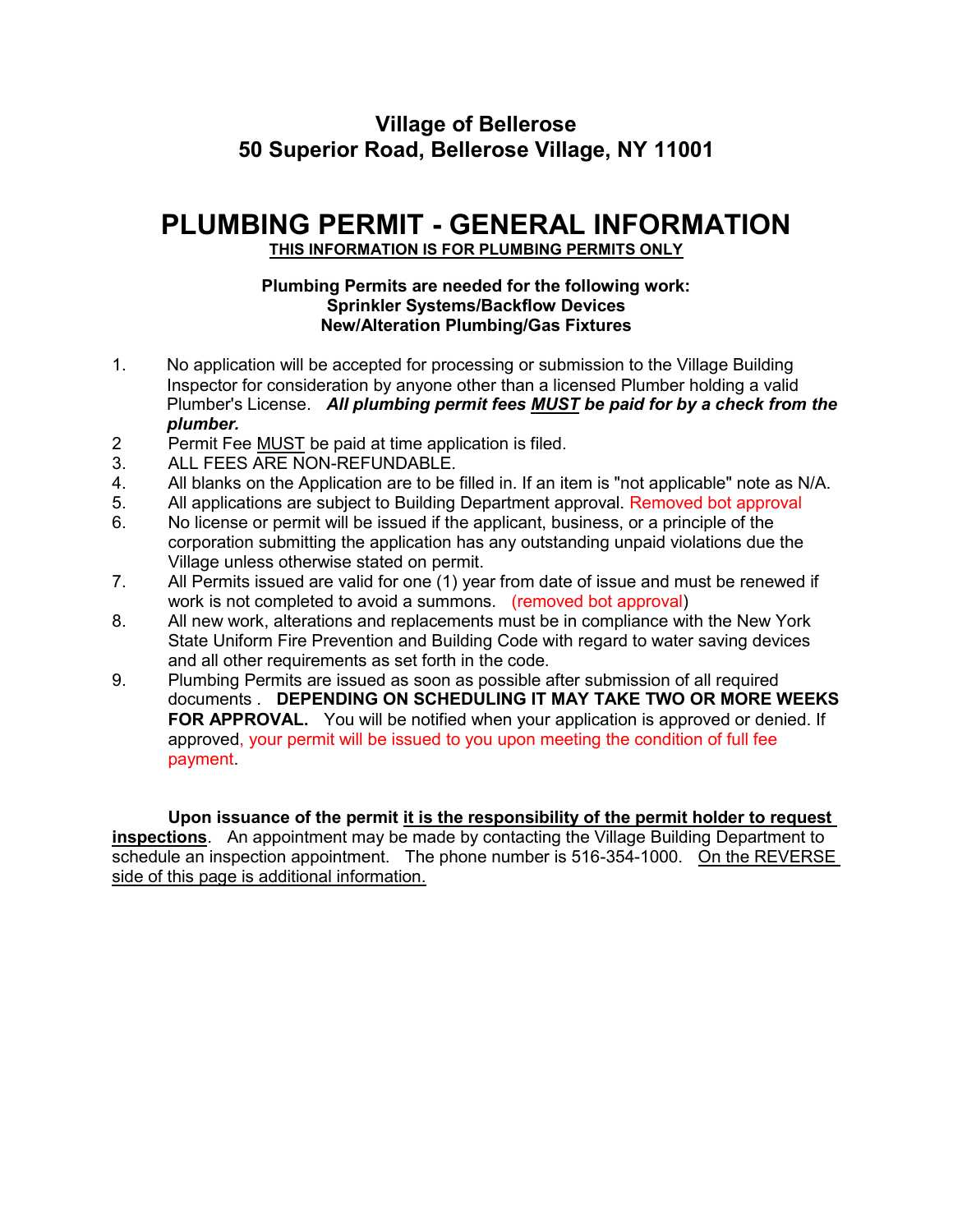## Village of Bellerose
## 50 Superior Road, Bellerose Village, NY 11001

# PLUMBING PERMIT - GENERAL INFORMATION

**THIS INFORMATION IS FOR PLUMBING PERMITS ONLY**

**Plumbing Permits are needed for the following work:**
**Sprinkler Systems/Backflow Devices**
**New/Alteration Plumbing/Gas Fixtures**

1. No application will be accepted for processing or submission to the Village Building Inspector for consideration by anyone other than a licensed Plumber holding a valid Plumber's License. ***All plumbing permit fees MUST be paid for by a check from the plumber.***
2. Permit Fee MUST be paid at time application is filed.
3. ALL FEES ARE NON-REFUNDABLE.
4. All blanks on the Application are to be filled in. If an item is "not applicable" note as N/A.
5. All applications are subject to Building Department approval. Removed bot approval
6. No license or permit will be issued if the applicant, business, or a principle of the corporation submitting the application has any outstanding unpaid violations due the Village unless otherwise stated on permit.
7. All Permits issued are valid for one (1) year from date of issue and must be renewed if work is not completed to avoid a summons. (removed bot approval)
8. All new work, alterations and replacements must be in compliance with the New York State Uniform Fire Prevention and Building Code with regard to water saving devices and all other requirements as set forth in the code.
9. Plumbing Permits are issued as soon as possible after submission of all required documents . **DEPENDING ON SCHEDULING IT MAY TAKE TWO OR MORE WEEKS FOR APPROVAL.** You will be notified when your application is approved or denied. If approved, your permit will be issued to you upon meeting the condition of full fee payment.

**Upon issuance of the permit it is the responsibility of the permit holder to request inspections**. An appointment may be made by contacting the Village Building Department to schedule an inspection appointment. The phone number is 516-354-1000. On the REVERSE side of this page is additional information.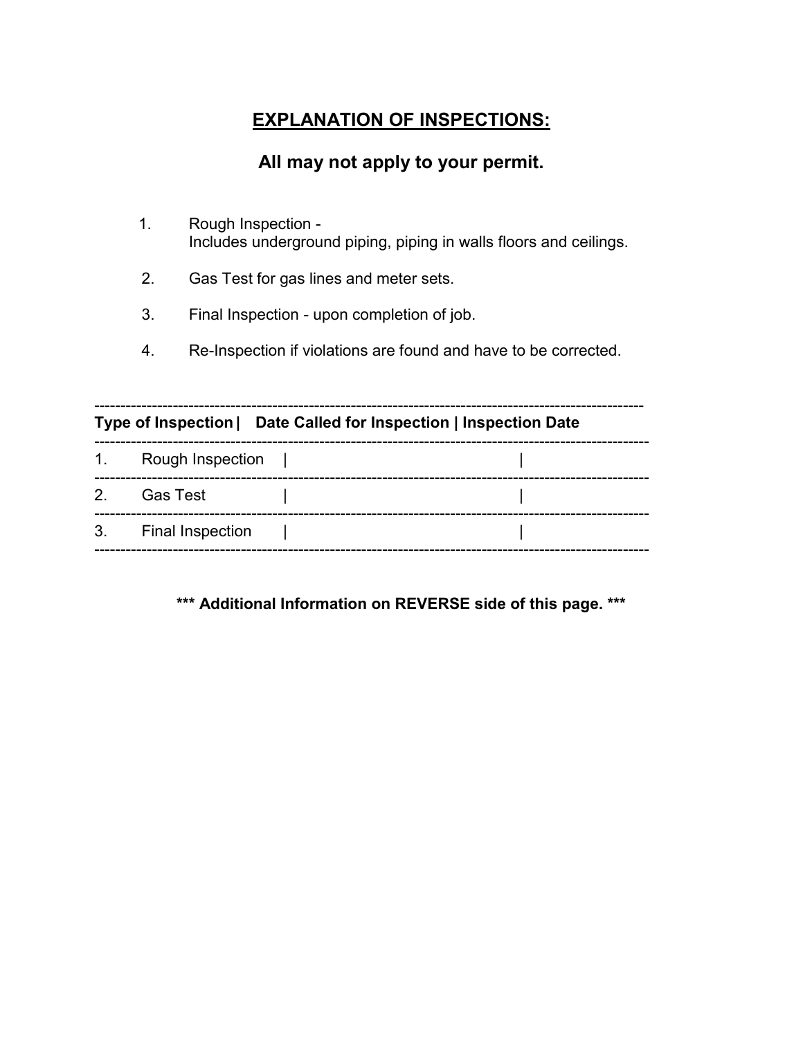## EXPLANATION OF INSPECTIONS:

### All may not apply to your permit.

1. Rough Inspection -
   Includes underground piping, piping in walls floors and ceilings.
2. Gas Test for gas lines and meter sets.
3. Final Inspection - upon completion of job.
4. Re-Inspection if violations are found and have to be corrected.

| Type of Inspection | Date Called for Inspection | Inspection Date |
|---|---|---|
| 1. Rough Inspection | | |
| 2. Gas Test | | |
| 3. Final Inspection | | |

**\*\*\* Additional Information on REVERSE side of this page. \*\*\***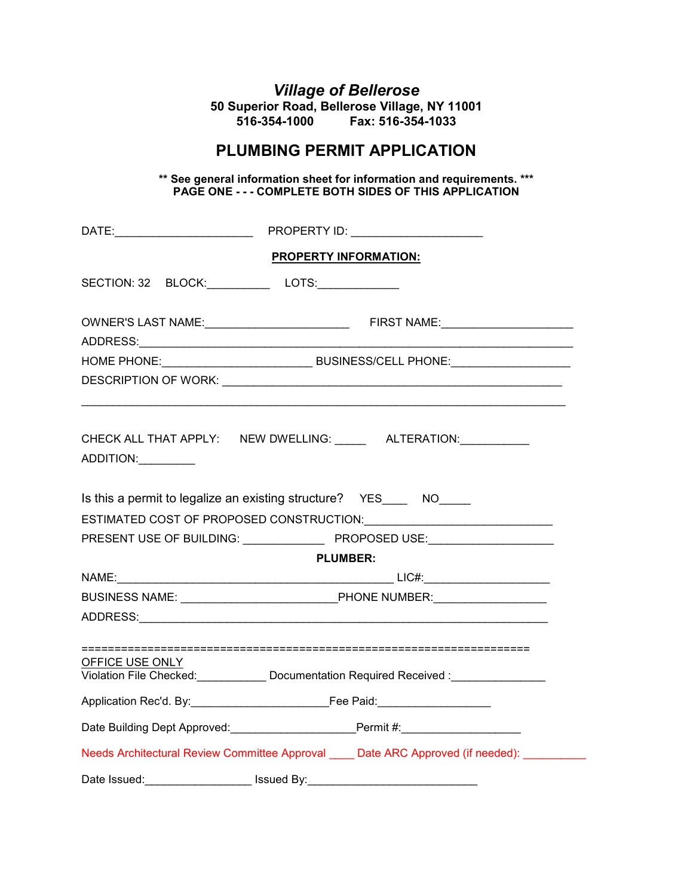# *Village of Bellerose*

**50 Superior Road, Bellerose Village, NY 11001**
**516-354-1000 Fax: 516-354-1033**

## PLUMBING PERMIT APPLICATION

**** See general information sheet for information and requirements. *****
**PAGE ONE - - - COMPLETE BOTH SIDES OF THIS APPLICATION**

DATE:______________________ PROPERTY ID: ____________________

**PROPERTY INFORMATION:**

SECTION: 32 BLOCK:__________ LOTS:____________

OWNER'S LAST NAME:______________________ FIRST NAME:____________________

ADDRESS:______________________________________________________________________

HOME PHONE:______________________ BUSINESS/CELL PHONE:__________________

DESCRIPTION OF WORK: ____________________________________________________

______________________________________________________________________________

CHECK ALL THAT APPLY: NEW DWELLING: _____ ALTERATION:__________

ADDITION:_________

Is this a permit to legalize an existing structure? YES____ NO_____

ESTIMATED COST OF PROPOSED CONSTRUCTION:_____________________________

PRESENT USE OF BUILDING: ____________ PROPOSED USE:___________________

**PLUMBER:**

NAME:___________________________________________ LIC#:___________________

BUSINESS NAME: ________________________PHONE NUMBER:_________________

ADDRESS:_______________________________________________________________

==================================================================

OFFICE USE ONLY
Violation File Checked:__________ Documentation Required Received :______________

Application Rec'd. By:_____________________Fee Paid:_________________

Date Building Dept Approved:___________________Permit #:__________________

Needs Architectural Review Committee Approval ____ Date ARC Approved (if needed): __________

Date Issued:________________ Issued By:__________________________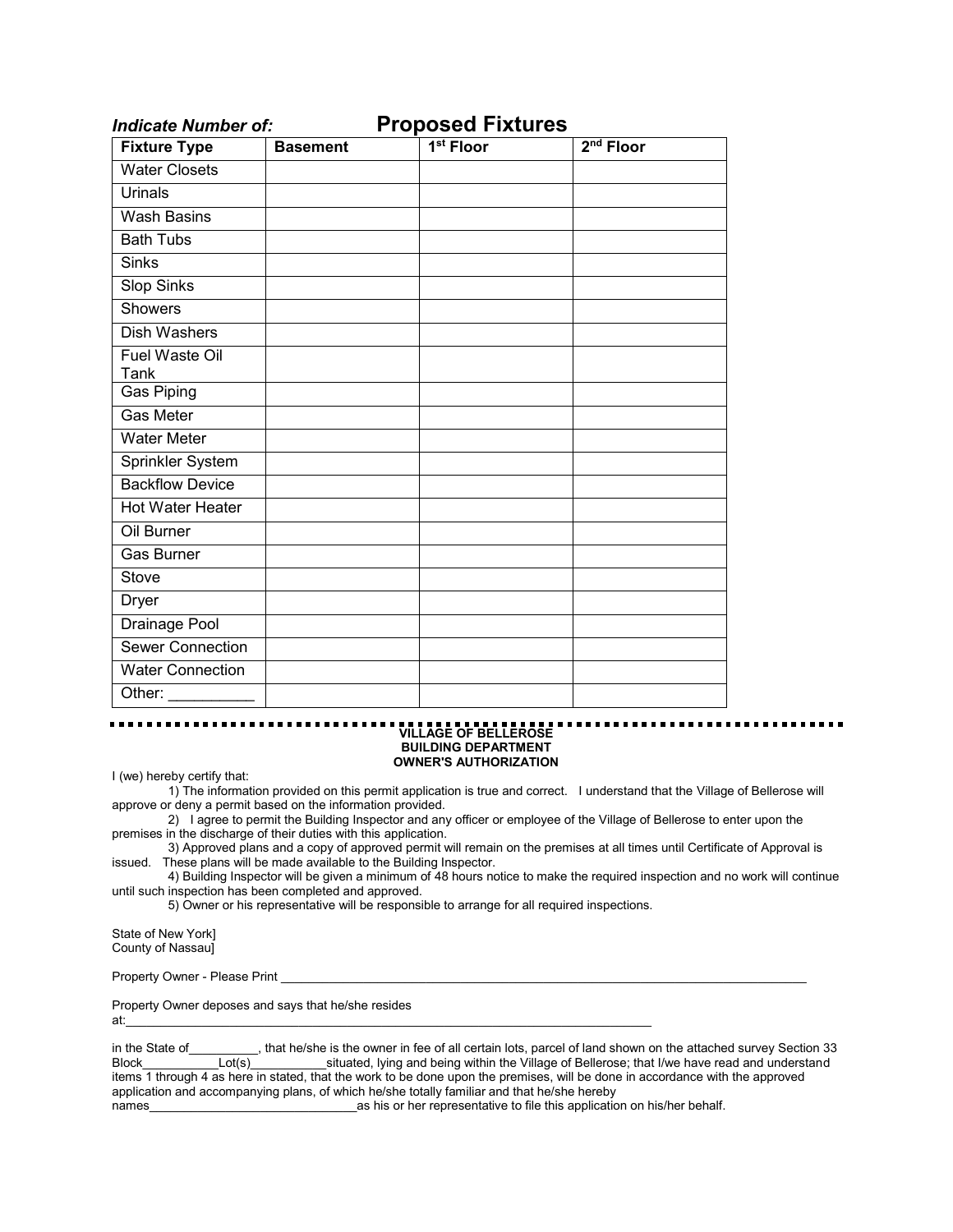***Indicate Number of:*** **Proposed Fixtures**

| Fixture Type | Basement | 1st Floor | 2nd Floor |
|---|---|---|---|
| Water Closets | | | |
| Urinals | | | |
| Wash Basins | | | |
| Bath Tubs | | | |
| Sinks | | | |
| Slop Sinks | | | |
| Showers | | | |
| Dish Washers | | | |
| Fuel Waste Oil Tank | | | |
| Gas Piping | | | |
| Gas Meter | | | |
| Water Meter | | | |
| Sprinkler System | | | |
| Backflow Device | | | |
| Hot Water Heater | | | |
| Oil Burner | | | |
| Gas Burner | | | |
| Stove | | | |
| Dryer | | | |
| Drainage Pool | | | |
| Sewer Connection | | | |
| Water Connection | | | |
| Other: __________ | | | |

**VILLAGE OF BELLEROSE**
**BUILDING DEPARTMENT**
**OWNER'S AUTHORIZATION**

I (we) hereby certify that:

1) The information provided on this permit application is true and correct. I understand that the Village of Bellerose will approve or deny a permit based on the information provided.

2) I agree to permit the Building Inspector and any officer or employee of the Village of Bellerose to enter upon the premises in the discharge of their duties with this application.

3) Approved plans and a copy of approved permit will remain on the premises at all times until Certificate of Approval is issued. These plans will be made available to the Building Inspector.

4) Building Inspector will be given a minimum of 48 hours notice to make the required inspection and no work will continue until such inspection has been completed and approved.

5) Owner or his representative will be responsible to arrange for all required inspections.

State of New York]
County of Nassau]

Property Owner - Please Print ________________________________________________________________________________

Property Owner deposes and says that he/she resides at:_____________________________________________________________________________

in the State of__________, that he/she is the owner in fee of all certain lots, parcel of land shown on the attached survey Section 33 Block___________Lot(s)___________situated, lying and being within the Village of Bellerose; that I/we have read and understand items 1 through 4 as here in stated, that the work to be done upon the premises, will be done in accordance with the approved application and accompanying plans, of which he/she totally familiar and that he/she hereby names______________________________as his or her representative to file this application on his/her behalf.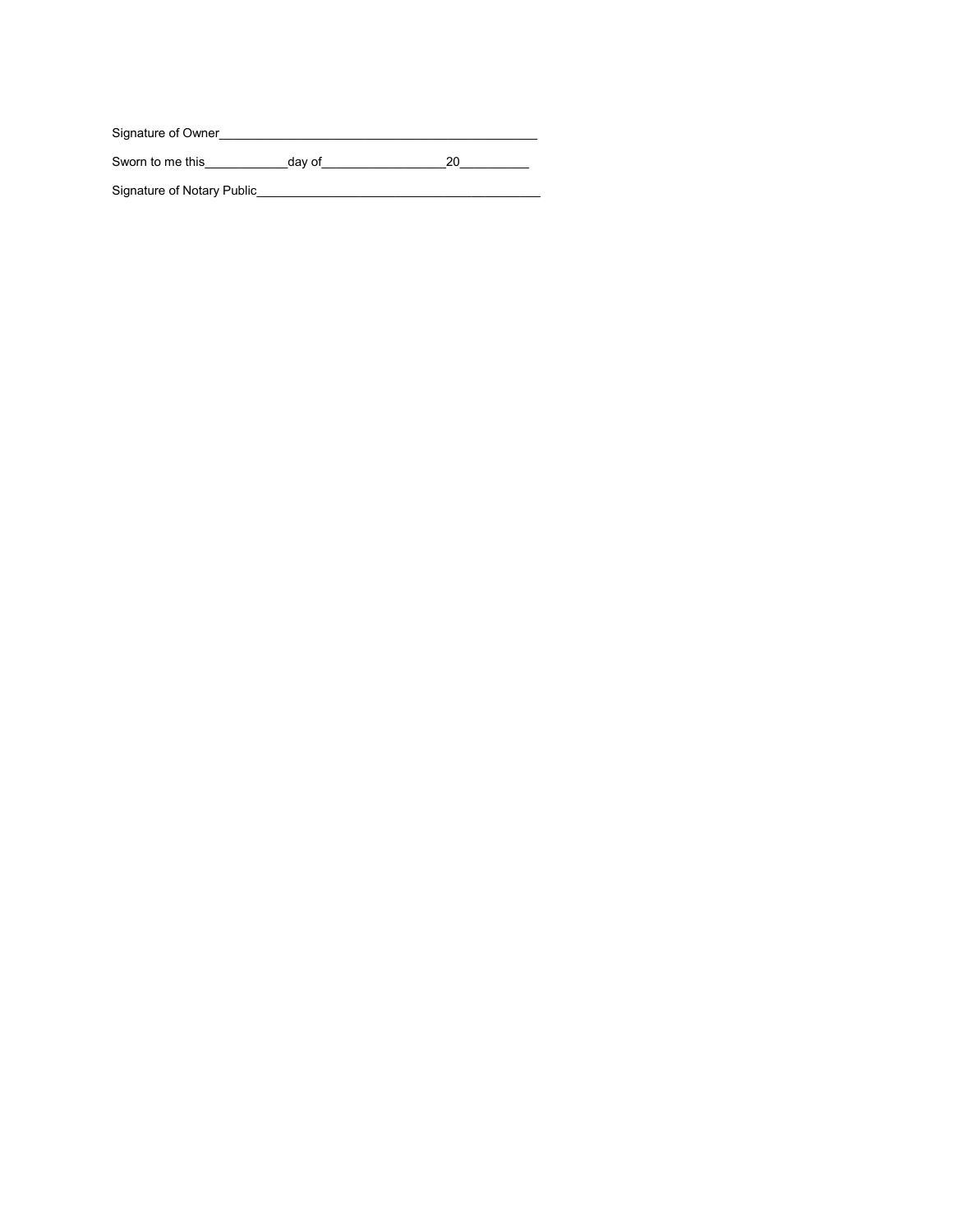Signature of Owner_______________________________________________

Sworn to me this____________day of__________________20__________

Signature of Notary Public__________________________________________